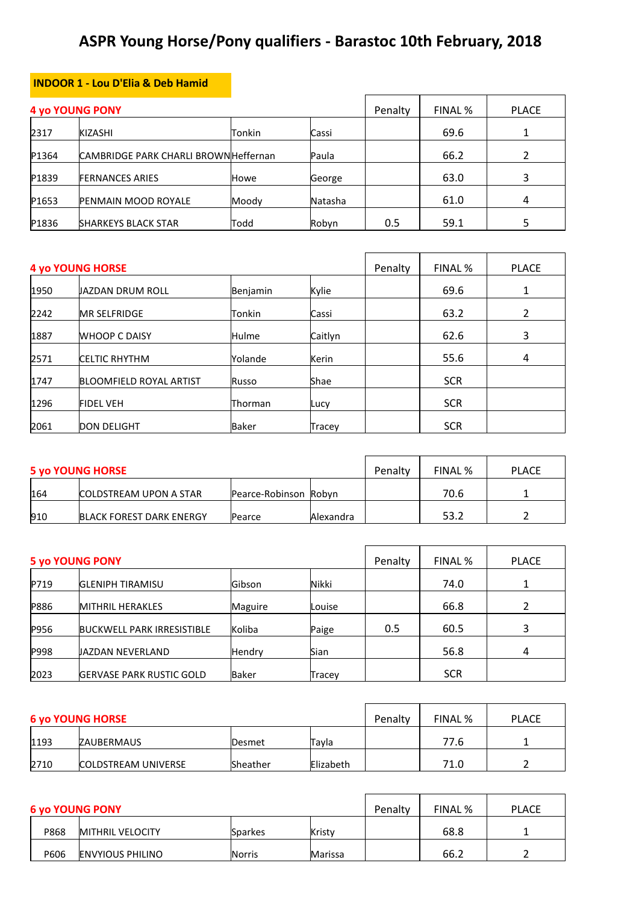# ASPR Young Horse/Pony qualifiers - Barastoc 10th February, 2018

**INDOOR 1 - Lou D'Elia & Deb Hamid**

| 4 yo YOUNG PONY | | | | Penalty | FINAL % | PLACE |
|---|---|---|---|---|---|---|
| 2317 | KIZASHI | Tonkin | Cassi | | 69.6 | 1 |
| P1364 | CAMBRIDGE PARK CHARLI BROWN | Heffernan | Paula | | 66.2 | 2 |
| P1839 | FERNANCES ARIES | Howe | George | | 63.0 | 3 |
| P1653 | PENMAIN MOOD ROYALE | Moody | Natasha | | 61.0 | 4 |
| P1836 | SHARKEYS BLACK STAR | Todd | Robyn | 0.5 | 59.1 | 5 |

| 4 yo YOUNG HORSE | | | | Penalty | FINAL % | PLACE |
|---|---|---|---|---|---|---|
| 1950 | JAZDAN DRUM ROLL | Benjamin | Kylie | | 69.6 | 1 |
| 2242 | MR SELFRIDGE | Tonkin | Cassi | | 63.2 | 2 |
| 1887 | WHOOP C DAISY | Hulme | Caitlyn | | 62.6 | 3 |
| 2571 | CELTIC RHYTHM | Yolande | Kerin | | 55.6 | 4 |
| 1747 | BLOOMFIELD ROYAL ARTIST | Russo | Shae | | SCR | |
| 1296 | FIDEL VEH | Thorman | Lucy | | SCR | |
| 2061 | DON DELIGHT | Baker | Tracey | | SCR | |

| 5 yo YOUNG HORSE | | | | Penalty | FINAL % | PLACE |
|---|---|---|---|---|---|---|
| 164 | COLDSTREAM UPON A STAR | Pearce-Robinson | Robyn | | 70.6 | 1 |
| 910 | BLACK FOREST DARK ENERGY | Pearce | Alexandra | | 53.2 | 2 |

| 5 yo YOUNG PONY | | | | Penalty | FINAL % | PLACE |
|---|---|---|---|---|---|---|
| P719 | GLENIPH TIRAMISU | Gibson | Nikki | | 74.0 | 1 |
| P886 | MITHRIL HERAKLES | Maguire | Louise | | 66.8 | 2 |
| P956 | BUCKWELL PARK IRRESISTIBLE | Koliba | Paige | 0.5 | 60.5 | 3 |
| P998 | JAZDAN NEVERLAND | Hendry | Sian | | 56.8 | 4 |
| 2023 | GERVASE PARK RUSTIC GOLD | Baker | Tracey | | SCR | |

| 6 yo YOUNG HORSE | | | | Penalty | FINAL % | PLACE |
|---|---|---|---|---|---|---|
| 1193 | ZAUBERMAUS | Desmet | Tayla | | 77.6 | 1 |
| 2710 | COLDSTREAM UNIVERSE | Sheather | Elizabeth | | 71.0 | 2 |

| 6 yo YOUNG PONY | | | | Penalty | FINAL % | PLACE |
|---|---|---|---|---|---|---|
| P868 | MITHRIL VELOCITY | Sparkes | Kristy | | 68.8 | 1 |
| P606 | ENVYIOUS PHILINO | Norris | Marissa | | 66.2 | 2 |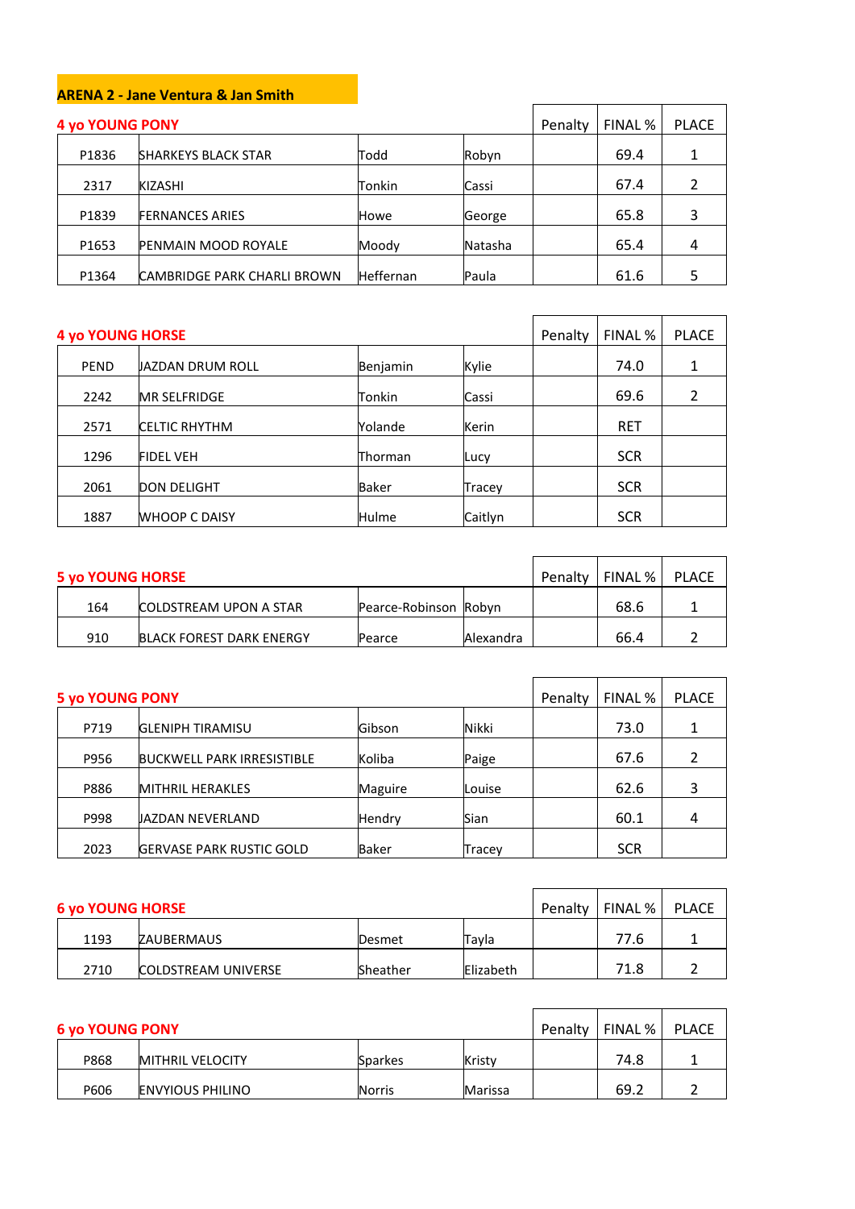## ARENA 2 - Jane Ventura & Jan Smith

| 4 yo YOUNG PONY | | | | Penalty | FINAL % | PLACE |
|---|---|---|---|---|---|---|
| P1836 | SHARKEYS BLACK STAR | Todd | Robyn | | 69.4 | 1 |
| 2317 | KIZASHI | Tonkin | Cassi | | 67.4 | 2 |
| P1839 | FERNANCES ARIES | Howe | George | | 65.8 | 3 |
| P1653 | PENMAIN MOOD ROYALE | Moody | Natasha | | 65.4 | 4 |
| P1364 | CAMBRIDGE PARK CHARLI BROWN | Heffernan | Paula | | 61.6 | 5 |

| 4 yo YOUNG HORSE | | | | Penalty | FINAL % | PLACE |
|---|---|---|---|---|---|---|
| PEND | JAZDAN DRUM ROLL | Benjamin | Kylie | | 74.0 | 1 |
| 2242 | MR SELFRIDGE | Tonkin | Cassi | | 69.6 | 2 |
| 2571 | CELTIC RHYTHM | Yolande | Kerin | | RET | |
| 1296 | FIDEL VEH | Thorman | Lucy | | SCR | |
| 2061 | DON DELIGHT | Baker | Tracey | | SCR | |
| 1887 | WHOOP C DAISY | Hulme | Caitlyn | | SCR | |

| 5 yo YOUNG HORSE | | | | Penalty | FINAL % | PLACE |
|---|---|---|---|---|---|---|
| 164 | COLDSTREAM UPON A STAR | Pearce-Robinson | Robyn | | 68.6 | 1 |
| 910 | BLACK FOREST DARK ENERGY | Pearce | Alexandra | | 66.4 | 2 |

| 5 yo YOUNG PONY | | | | Penalty | FINAL % | PLACE |
|---|---|---|---|---|---|---|
| P719 | GLENIPH TIRAMISU | Gibson | Nikki | | 73.0 | 1 |
| P956 | BUCKWELL PARK IRRESISTIBLE | Koliba | Paige | | 67.6 | 2 |
| P886 | MITHRIL HERAKLES | Maguire | Louise | | 62.6 | 3 |
| P998 | JAZDAN NEVERLAND | Hendry | Sian | | 60.1 | 4 |
| 2023 | GERVASE PARK RUSTIC GOLD | Baker | Tracey | | SCR | |

| 6 yo YOUNG HORSE | | | | Penalty | FINAL % | PLACE |
|---|---|---|---|---|---|---|
| 1193 | ZAUBERMAUS | Desmet | Tayla | | 77.6 | 1 |
| 2710 | COLDSTREAM UNIVERSE | Sheather | Elizabeth | | 71.8 | 2 |

| 6 yo YOUNG PONY | | | | Penalty | FINAL % | PLACE |
|---|---|---|---|---|---|---|
| P868 | MITHRIL VELOCITY | Sparkes | Kristy | | 74.8 | 1 |
| P606 | ENVYIOUS PHILINO | Norris | Marissa | | 69.2 | 2 |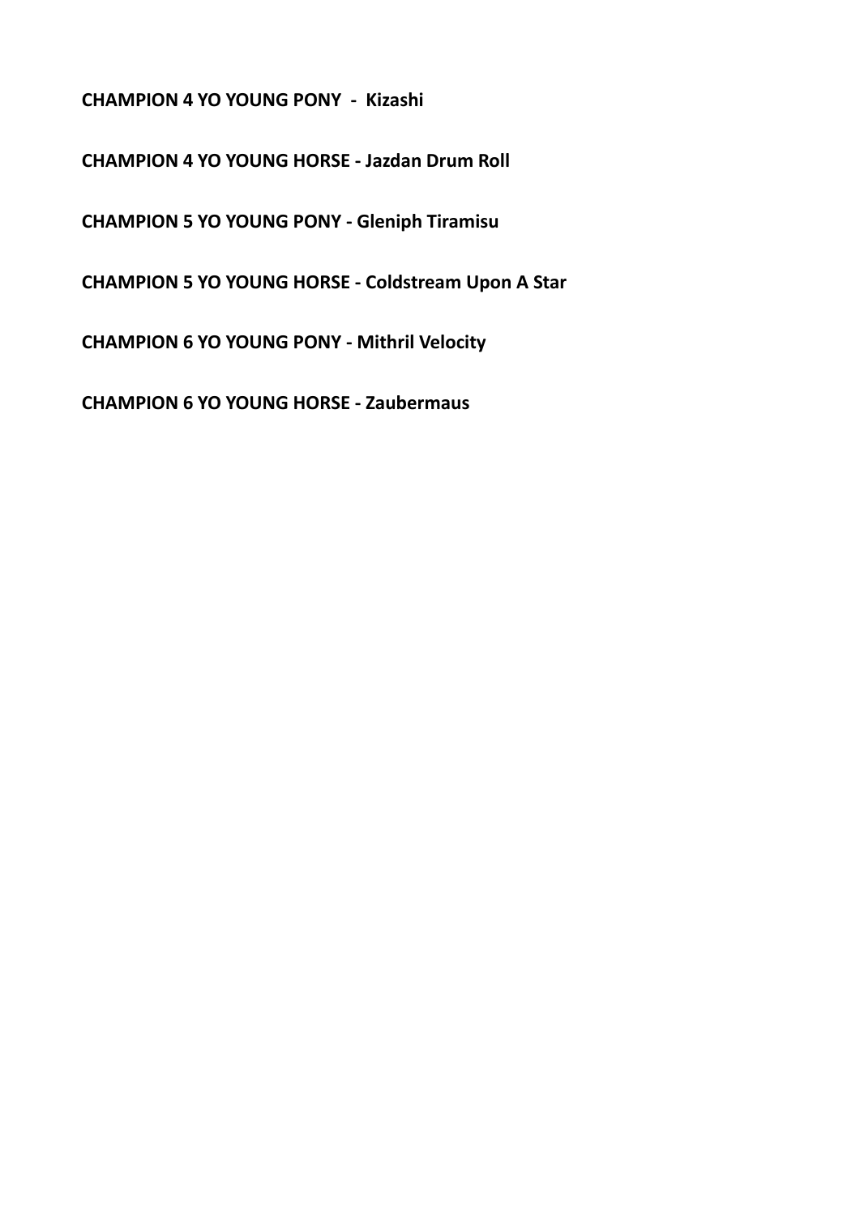**CHAMPION 4 YO YOUNG PONY - Kizashi**

**CHAMPION 4 YO YOUNG HORSE - Jazdan Drum Roll**

**CHAMPION 5 YO YOUNG PONY - Gleniph Tiramisu**

**CHAMPION 5 YO YOUNG HORSE - Coldstream Upon A Star**

**CHAMPION 6 YO YOUNG PONY - Mithril Velocity**

**CHAMPION 6 YO YOUNG HORSE - Zaubermaus**